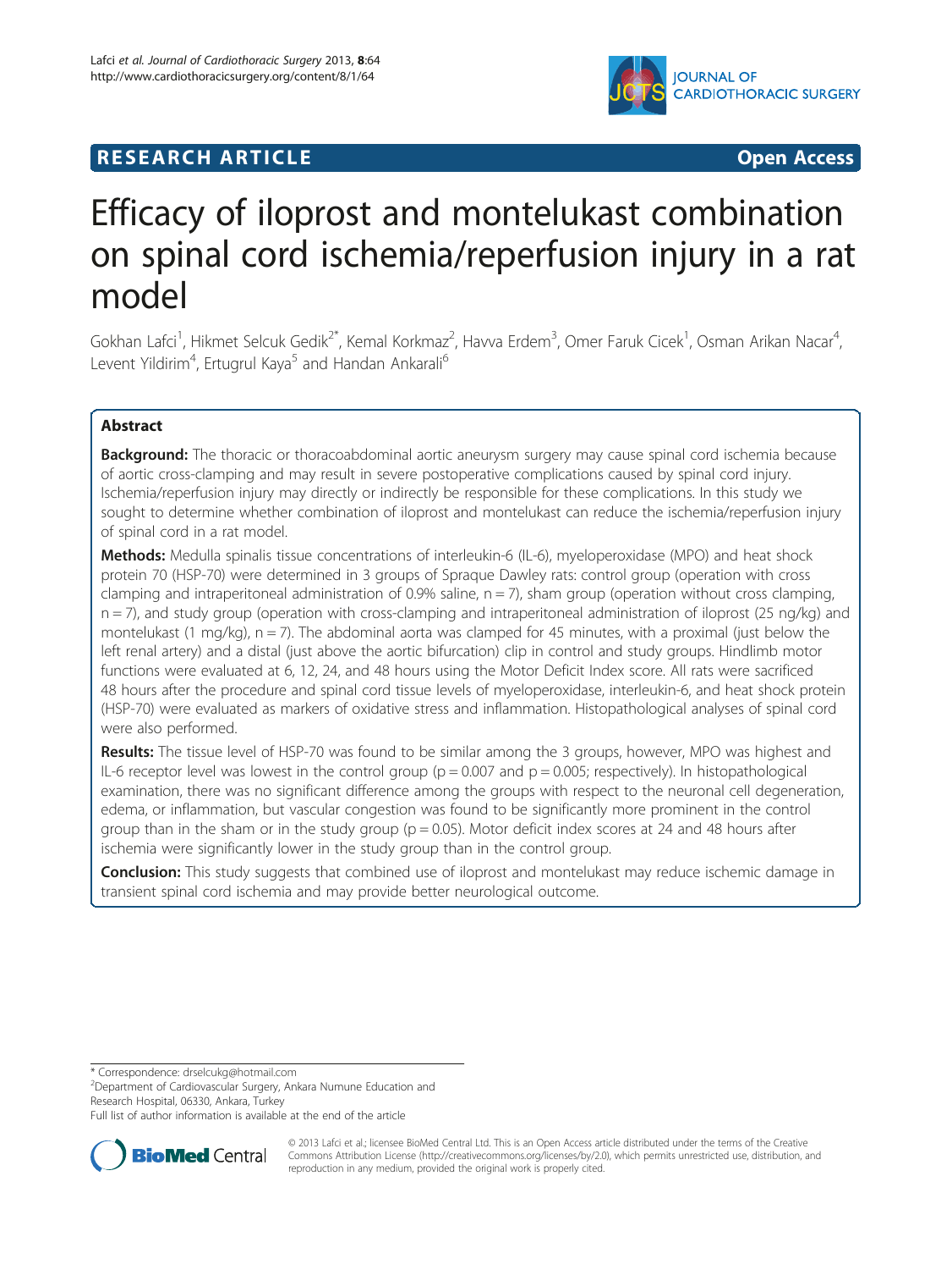RESEARCH ARTICLE

Open Access

# Efficacy of iloprost and montelukast combination on spinal cord ischemia/reperfusion injury in a rat model

Gokhan Lafci[1], Hikmet Selcuk Gedik[2*], Kemal Korkmaz[2], Havva Erdem[3], Omer Faruk Cicek[1], Osman Arikan Nacar[4], Levent Yildirim[4], Ertugrul Kaya[5] and Handan Ankarali[6]

## Abstract

**Background:** The thoracic or thoracoabdominal aortic aneurysm surgery may cause spinal cord ischemia because of aortic cross-clamping and may result in severe postoperative complications caused by spinal cord injury. Ischemia/reperfusion injury may directly or indirectly be responsible for these complications. In this study we sought to determine whether combination of iloprost and montelukast can reduce the ischemia/reperfusion injury of spinal cord in a rat model.

**Methods:** Medulla spinalis tissue concentrations of interleukin-6 (IL-6), myeloperoxidase (MPO) and heat shock protein 70 (HSP-70) were determined in 3 groups of Sprague Dawley rats: control group (operation with cross clamping and intraperitoneal administration of 0.9% saline, n = 7), sham group (operation without cross clamping, n = 7), and study group (operation with cross-clamping and intraperitoneal administration of iloprost (25 ng/kg) and montelukast (1 mg/kg), n = 7). The abdominal aorta was clamped for 45 minutes, with a proximal (just below the left renal artery) and a distal (just above the aortic bifurcation) clip in control and study groups. Hindlimb motor functions were evaluated at 6, 12, 24, and 48 hours using the Motor Deficit Index score. All rats were sacrificed 48 hours after the procedure and spinal cord tissue levels of myeloperoxidase, interleukin-6, and heat shock protein (HSP-70) were evaluated as markers of oxidative stress and inflammation. Histopathological analyses of spinal cord were also performed.

**Results:** The tissue level of HSP-70 was found to be similar among the 3 groups, however, MPO was highest and IL-6 receptor level was lowest in the control group ($p = 0.007$ and $p = 0.005$; respectively). In histopathological examination, there was no significant difference among the groups with respect to the neuronal cell degeneration, edema, or inflammation, but vascular congestion was found to be significantly more prominent in the control group than in the sham or in the study group ($p = 0.05$). Motor deficit index scores at 24 and 48 hours after ischemia were significantly lower in the study group than in the control group.

**Conclusion:** This study suggests that combined use of iloprost and montelukast may reduce ischemic damage in transient spinal cord ischemia and may provide better neurological outcome.

\* Correspondence: drselcukg@hotmail.com
[2]Department of Cardiovascular Surgery, Ankara Numune Education and Research Hospital, 06330, Ankara, Turkey
Full list of author information is available at the end of the article

© 2013 Lafci et al.; licensee BioMed Central Ltd. This is an Open Access article distributed under the terms of the Creative Commons Attribution License (http://creativecommons.org/licenses/by/2.0), which permits unrestricted use, distribution, and reproduction in any medium, provided the original work is properly cited.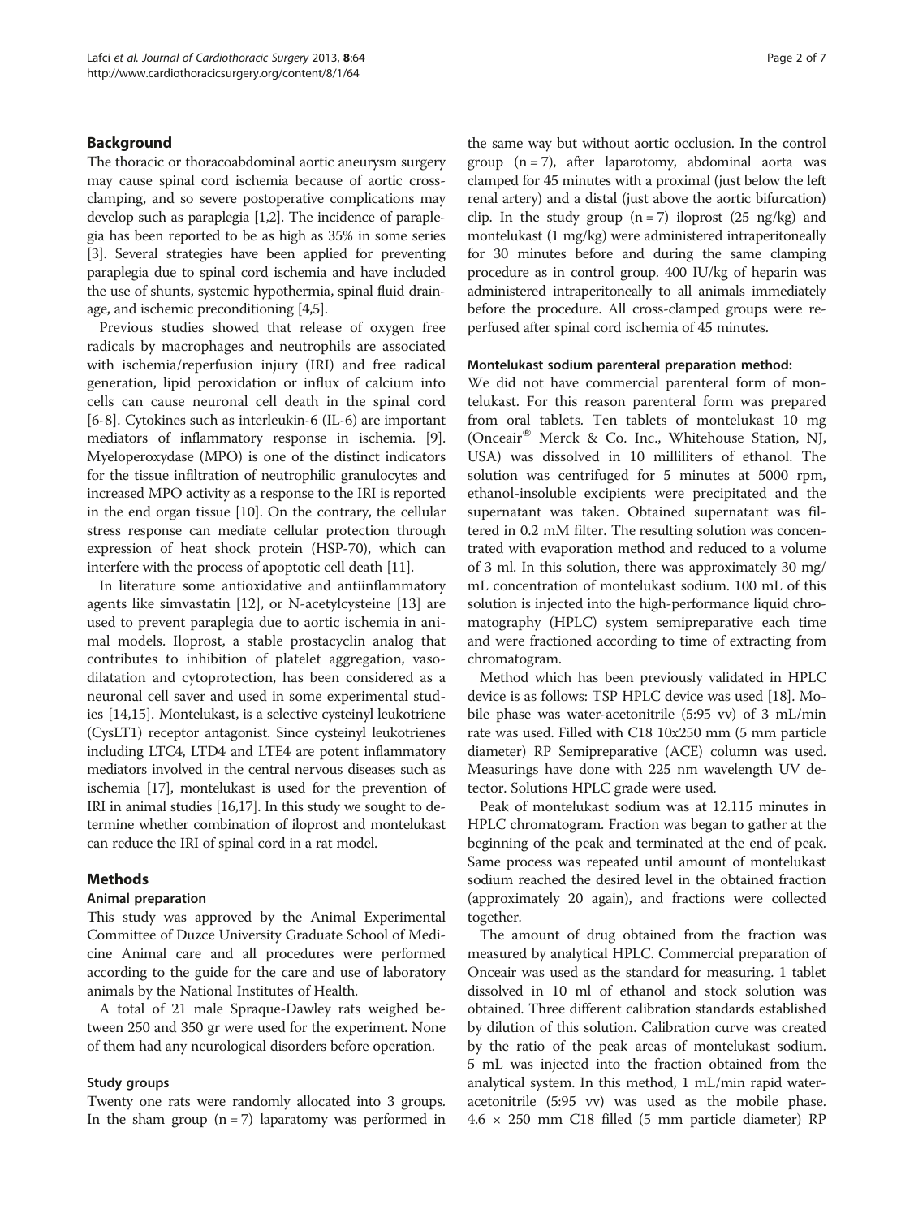## Background

The thoracic or thoracoabdominal aortic aneurysm surgery may cause spinal cord ischemia because of aortic cross-clamping, and so severe postoperative complications may develop such as paraplegia [1,2]. The incidence of paraplegia has been reported to be as high as 35% in some series [3]. Several strategies have been applied for preventing paraplegia due to spinal cord ischemia and have included the use of shunts, systemic hypothermia, spinal fluid drainage, and ischemic preconditioning [4,5].

Previous studies showed that release of oxygen free radicals by macrophages and neutrophils are associated with ischemia/reperfusion injury (IRI) and free radical generation, lipid peroxidation or influx of calcium into cells can cause neuronal cell death in the spinal cord [6-8]. Cytokines such as interleukin-6 (IL-6) are important mediators of inflammatory response in ischemia. [9]. Myeloperoxydase (MPO) is one of the distinct indicators for the tissue infiltration of neutrophilic granulocytes and increased MPO activity as a response to the IRI is reported in the end organ tissue [10]. On the contrary, the cellular stress response can mediate cellular protection through expression of heat shock protein (HSP-70), which can interfere with the process of apoptotic cell death [11].

In literature some antioxidative and antiinflammatory agents like simvastatin [12], or N-acetylcysteine [13] are used to prevent paraplegia due to aortic ischemia in animal models. Iloprost, a stable prostacyclin analog that contributes to inhibition of platelet aggregation, vasodilatation and cytoprotection, has been considered as a neuronal cell saver and used in some experimental studies [14,15]. Montelukast, is a selective cysteinyl leukotriene (CysLT1) receptor antagonist. Since cysteinyl leukotrienes including LTC4, LTD4 and LTE4 are potent inflammatory mediators involved in the central nervous diseases such as ischemia [17], montelukast is used for the prevention of IRI in animal studies [16,17]. In this study we sought to determine whether combination of iloprost and montelukast can reduce the IRI of spinal cord in a rat model.

## Methods

### Animal preparation

This study was approved by the Animal Experimental Committee of Duzce University Graduate School of Medicine Animal care and all procedures were performed according to the guide for the care and use of laboratory animals by the National Institutes of Health.

A total of 21 male Spraque-Dawley rats weighed between 250 and 350 gr were used for the experiment. None of them had any neurological disorders before operation.

### Study groups

Twenty one rats were randomly allocated into 3 groups. In the sham group (n = 7) laparatomy was performed in the same way but without aortic occlusion. In the control group (n = 7), after laparotomy, abdominal aorta was clamped for 45 minutes with a proximal (just below the left renal artery) and a distal (just above the aortic bifurcation) clip. In the study group (n = 7) iloprost (25 ng/kg) and montelukast (1 mg/kg) were administered intraperitoneally for 30 minutes before and during the same clamping procedure as in control group. 400 IU/kg of heparin was administered intraperitoneally to all animals immediately before the procedure. All cross-clamped groups were reperfused after spinal cord ischemia of 45 minutes.

### Montelukast sodium parenteral preparation method:

We did not have commercial parenteral form of montelukast. For this reason parenteral form was prepared from oral tablets. Ten tablets of montelukast 10 mg (Onceair® Merck & Co. Inc., Whitehouse Station, NJ, USA) was dissolved in 10 milliliters of ethanol. The solution was centrifuged for 5 minutes at 5000 rpm, ethanol-insoluble excipients were precipitated and the supernatant was taken. Obtained supernatant was filtered in 0.2 mM filter. The resulting solution was concentrated with evaporation method and reduced to a volume of 3 ml. In this solution, there was approximately 30 mg/mL concentration of montelukast sodium. 100 mL of this solution is injected into the high-performance liquid chromatography (HPLC) system semipreparative each time and were fractioned according to time of extracting from chromatogram.

Method which has been previously validated in HPLC device is as follows: TSP HPLC device was used [18]. Mobile phase was water-acetonitrile (5:95 vv) of 3 mL/min rate was used. Filled with C18 10x250 mm (5 mm particle diameter) RP Semipreparative (ACE) column was used. Measurings have done with 225 nm wavelength UV detector. Solutions HPLC grade were used.

Peak of montelukast sodium was at 12.115 minutes in HPLC chromatogram. Fraction was began to gather at the beginning of the peak and terminated at the end of peak. Same process was repeated until amount of montelukast sodium reached the desired level in the obtained fraction (approximately 20 again), and fractions were collected together.

The amount of drug obtained from the fraction was measured by analytical HPLC. Commercial preparation of Onceair was used as the standard for measuring. 1 tablet dissolved in 10 ml of ethanol and stock solution was obtained. Three different calibration standards established by dilution of this solution. Calibration curve was created by the ratio of the peak areas of montelukast sodium. 5 mL was injected into the fraction obtained from the analytical system. In this method, 1 mL/min rapid water-acetonitrile (5:95 vv) was used as the mobile phase. 4.6 × 250 mm C18 filled (5 mm particle diameter) RP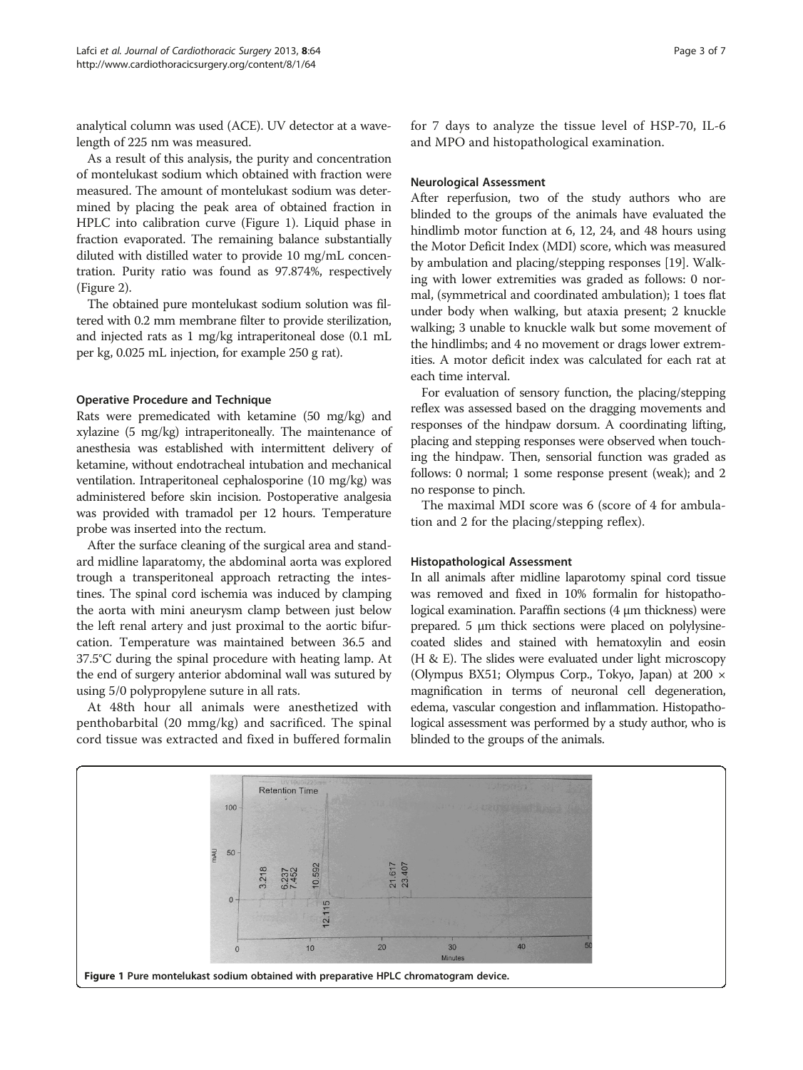analytical column was used (ACE). UV detector at a wavelength of 225 nm was measured.

As a result of this analysis, the purity and concentration of montelukast sodium which obtained with fraction were measured. The amount of montelukast sodium was determined by placing the peak area of obtained fraction in HPLC into calibration curve (Figure 1). Liquid phase in fraction evaporated. The remaining balance substantially diluted with distilled water to provide 10 mg/mL concentration. Purity ratio was found as 97.874%, respectively (Figure 2).

The obtained pure montelukast sodium solution was filtered with 0.2 mm membrane filter to provide sterilization, and injected rats as 1 mg/kg intraperitoneal dose (0.1 mL per kg, 0.025 mL injection, for example 250 g rat).

### Operative Procedure and Technique

Rats were premedicated with ketamine (50 mg/kg) and xylazine (5 mg/kg) intraperitoneally. The maintenance of anesthesia was established with intermittent delivery of ketamine, without endotracheal intubation and mechanical ventilation. Intraperitoneal cephalosporine (10 mg/kg) was administered before skin incision. Postoperative analgesia was provided with tramadol per 12 hours. Temperature probe was inserted into the rectum.

After the surface cleaning of the surgical area and standard midline laparatomy, the abdominal aorta was explored trough a transperitoneal approach retracting the intestines. The spinal cord ischemia was induced by clamping the aorta with mini aneurysm clamp between just below the left renal artery and just proximal to the aortic bifurcation. Temperature was maintained between 36.5 and 37.5°C during the spinal procedure with heating lamp. At the end of surgery anterior abdominal wall was sutured by using 5/0 polypropylene suture in all rats.

At 48th hour all animals were anesthetized with penthobarbital (20 mmg/kg) and sacrificed. The spinal cord tissue was extracted and fixed in buffered formalin for 7 days to analyze the tissue level of HSP-70, IL-6 and MPO and histopathological examination.

### Neurological Assessment

After reperfusion, two of the study authors who are blinded to the groups of the animals have evaluated the hindlimb motor function at 6, 12, 24, and 48 hours using the Motor Deficit Index (MDI) score, which was measured by ambulation and placing/stepping responses [19]. Walking with lower extremities was graded as follows: 0 normal, (symmetrical and coordinated ambulation); 1 toes flat under body when walking, but ataxia present; 2 knuckle walking; 3 unable to knuckle walk but some movement of the hindlimbs; and 4 no movement or drags lower extremities. A motor deficit index was calculated for each rat at each time interval.

For evaluation of sensory function, the placing/stepping reflex was assessed based on the dragging movements and responses of the hindpaw dorsum. A coordinating lifting, placing and stepping responses were observed when touching the hindpaw. Then, sensorial function was graded as follows: 0 normal; 1 some response present (weak); and 2 no response to pinch.

The maximal MDI score was 6 (score of 4 for ambulation and 2 for the placing/stepping reflex).

### Histopathological Assessment

In all animals after midline laparotomy spinal cord tissue was removed and fixed in 10% formalin for histopathological examination. Paraffin sections (4 μm thickness) were prepared. 5 μm thick sections were placed on polylysine-coated slides and stained with hematoxylin and eosin (H & E). The slides were evaluated under light microscopy (Olympus BX51; Olympus Corp., Tokyo, Japan) at 200 × magnification in terms of neuronal cell degeneration, edema, vascular congestion and inflammation. Histopathological assessment was performed by a study author, who is blinded to the groups of the animals.

**Figure 1** Pure montelukast sodium obtained with preparative HPLC chromatogram device.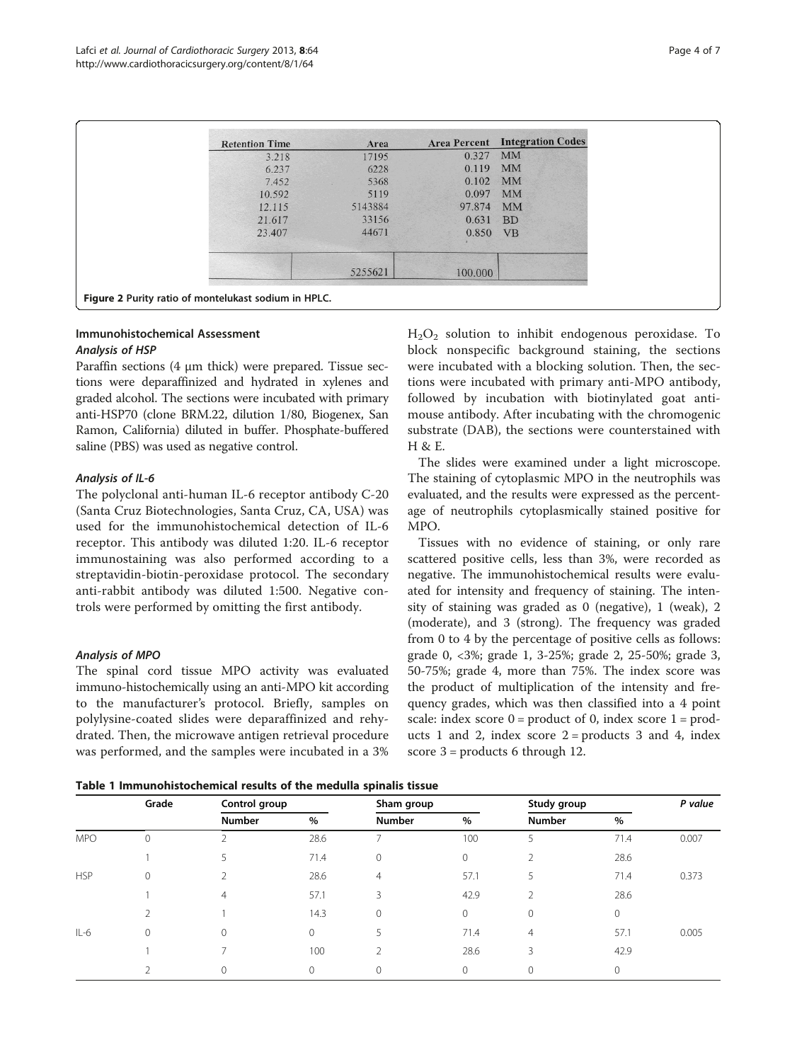| Retention Time | Area | Area Percent | Integration Codes |
|---|---|---|---|
| 3.218 | 17195 | 0.327 | MM |
| 6.237 | 6228 | 0.119 | MM |
| 7.452 | 5368 | 0.102 | MM |
| 10.592 | 5119 | 0.097 | MM |
| 12.115 | 5143884 | 97.874 | MM |
| 21.617 | 33156 | 0.631 | BD |
| 23.407 | 44671 | 0.850 | VB |
| | 5255621 | 100.000 | |

**Figure 2** Purity ratio of montelukast sodium in HPLC.

## Immunohistochemical Assessment

### *Analysis of HSP*

Paraffin sections (4 μm thick) were prepared. Tissue sections were deparaffinized and hydrated in xylenes and graded alcohol. The sections were incubated with primary anti-HSP70 (clone BRM.22, dilution 1/80, Biogenex, San Ramon, California) diluted in buffer. Phosphate-buffered saline (PBS) was used as negative control.

### *Analysis of IL-6*

The polyclonal anti-human IL-6 receptor antibody C-20 (Santa Cruz Biotechnologies, Santa Cruz, CA, USA) was used for the immunohistochemical detection of IL-6 receptor. This antibody was diluted 1:20. IL-6 receptor immunostaining was also performed according to a streptavidin-biotin-peroxidase protocol. The secondary anti-rabbit antibody was diluted 1:500. Negative controls were performed by omitting the first antibody.

### *Analysis of MPO*

The spinal cord tissue MPO activity was evaluated immuno-histochemically using an anti-MPO kit according to the manufacturer's protocol. Briefly, samples on polylysine-coated slides were deparaffinized and rehydrated. Then, the microwave antigen retrieval procedure was performed, and the samples were incubated in a 3% $H_2O_2$ solution to inhibit endogenous peroxidase. To block nonspecific background staining, the sections were incubated with a blocking solution. Then, the sections were incubated with primary anti-MPO antibody, followed by incubation with biotinylated goat anti-mouse antibody. After incubating with the chromogenic substrate (DAB), the sections were counterstained with H & E.

The slides were examined under a light microscope. The staining of cytoplasmic MPO in the neutrophils was evaluated, and the results were expressed as the percentage of neutrophils cytoplasmically stained positive for MPO.

Tissues with no evidence of staining, or only rare scattered positive cells, less than 3%, were recorded as negative. The immunohistochemical results were evaluated for intensity and frequency of staining. The intensity of staining was graded as 0 (negative), 1 (weak), 2 (moderate), and 3 (strong). The frequency was graded from 0 to 4 by the percentage of positive cells as follows: grade 0, <3%; grade 1, 3-25%; grade 2, 25-50%; grade 3, 50-75%; grade 4, more than 75%. The index score was the product of multiplication of the intensity and frequency grades, which was then classified into a 4 point scale: index score 0 = product of 0, index score 1 = products 1 and 2, index score 2 = products 3 and 4, index score 3 = products 6 through 12.

**Table 1 Immunohistochemical results of the medulla spinalis tissue**

| | Grade | Control group | | Sham group | | Study group | | P value |
|---|---|---|---|---|---|---|---|---|
| | | Number | % | Number | % | Number | % | |
| MPO | 0 | 2 | 28.6 | 7 | 100 | 5 | 71.4 | 0.007 |
| | 1 | 5 | 71.4 | 0 | 0 | 2 | 28.6 | |
| HSP | 0 | 2 | 28.6 | 4 | 57.1 | 5 | 71.4 | 0.373 |
| | 1 | 4 | 57.1 | 3 | 42.9 | 2 | 28.6 | |
| | 2 | 1 | 14.3 | 0 | 0 | 0 | 0 | |
| IL-6 | 0 | 0 | 0 | 5 | 71.4 | 4 | 57.1 | 0.005 |
| | 1 | 7 | 100 | 2 | 28.6 | 3 | 42.9 | |
| | 2 | 0 | 0 | 0 | 0 | 0 | 0 | |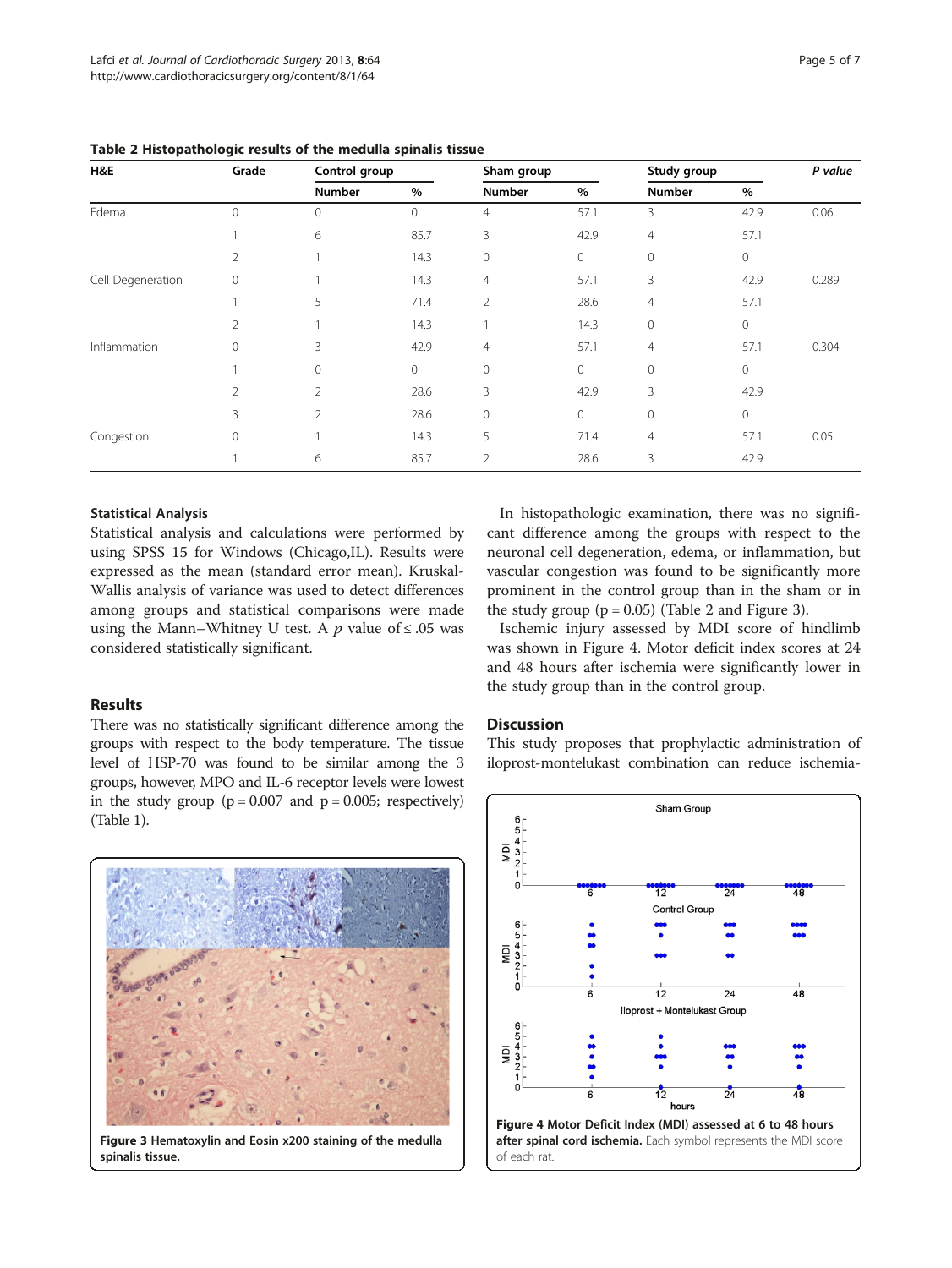**Table 2 Histopathologic results of the medulla spinalis tissue**

| H&E | Grade | Control group | | Sham group | | Study group | | *P value* |
|---|---|---|---|---|---|---|---|---|
| | | Number | % | Number | % | Number | % | |
| Edema | 0 | 0 | 0 | 4 | 57.1 | 3 | 42.9 | 0.06 |
| | 1 | 6 | 85.7 | 3 | 42.9 | 4 | 57.1 | |
| | 2 | 1 | 14.3 | 0 | 0 | 0 | 0 | |
| Cell Degeneration | 0 | 1 | 14.3 | 4 | 57.1 | 3 | 42.9 | 0.289 |
| | 1 | 5 | 71.4 | 2 | 28.6 | 4 | 57.1 | |
| | 2 | 1 | 14.3 | 1 | 14.3 | 0 | 0 | |
| Inflammation | 0 | 3 | 42.9 | 4 | 57.1 | 4 | 57.1 | 0.304 |
| | 1 | 0 | 0 | 0 | 0 | 0 | 0 | |
| | 2 | 2 | 28.6 | 3 | 42.9 | 3 | 42.9 | |
| | 3 | 2 | 28.6 | 0 | 0 | 0 | 0 | |
| Congestion | 0 | 1 | 14.3 | 5 | 71.4 | 4 | 57.1 | 0.05 |
| | 1 | 6 | 85.7 | 2 | 28.6 | 3 | 42.9 | |

### Statistical Analysis

Statistical analysis and calculations were performed by using SPSS 15 for Windows (Chicago,IL). Results were expressed as the mean (standard error mean). Kruskal-Wallis analysis of variance was used to detect differences among groups and statistical comparisons were made using the Mann–Whitney U test. A *p* value of ≤ .05 was considered statistically significant.

## Results

There was no statistically significant difference among the groups with respect to the body temperature. The tissue level of HSP-70 was found to be similar among the 3 groups, however, MPO and IL-6 receptor levels were lowest in the study group ($p = 0.007$ and $p = 0.005$; respectively) (Table 1).

In histopathologic examination, there was no significant difference among the groups with respect to the neuronal cell degeneration, edema, or inflammation, but vascular congestion was found to be significantly more prominent in the control group than in the sham or in the study group ($p = 0.05$) (Table 2 and Figure 3).

Ischemic injury assessed by MDI score of hindlimb was shown in Figure 4. Motor deficit index scores at 24 and 48 hours after ischemia were significantly lower in the study group than in the control group.

**Figure 3** Hematoxylin and Eosin x200 staining of the medulla spinalis tissue.

**Figure 4** Motor Deficit Index (MDI) assessed at 6 to 48 hours after spinal cord ischemia. Each symbol represents the MDI score of each rat.

## Discussion

This study proposes that prophylactic administration of iloprost-montelukast combination can reduce ischemia-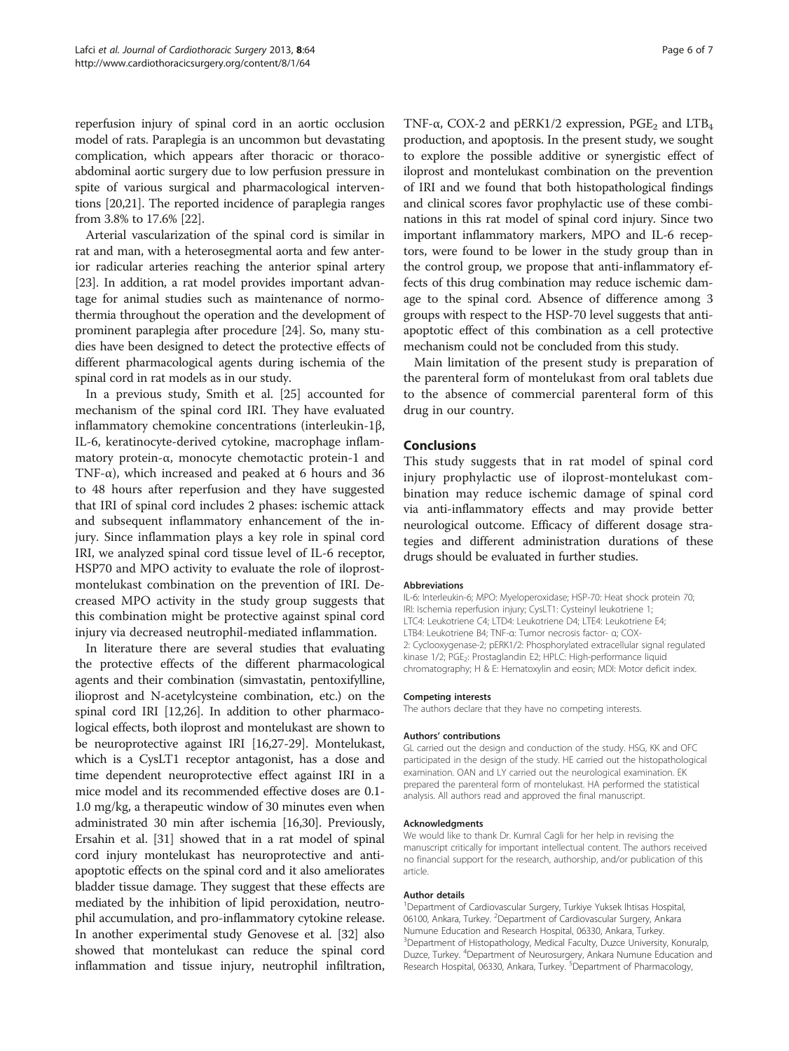reperfusion injury of spinal cord in an aortic occlusion model of rats. Paraplegia is an uncommon but devastating complication, which appears after thoracic or thoracoabdominal aortic surgery due to low perfusion pressure in spite of various surgical and pharmacological interventions [20,21]. The reported incidence of paraplegia ranges from 3.8% to 17.6% [22].

Arterial vascularization of the spinal cord is similar in rat and man, with a heterosegmental aorta and few anterior radicular arteries reaching the anterior spinal artery [23]. In addition, a rat model provides important advantage for animal studies such as maintenance of normothermia throughout the operation and the development of prominent paraplegia after procedure [24]. So, many studies have been designed to detect the protective effects of different pharmacological agents during ischemia of the spinal cord in rat models as in our study.

In a previous study, Smith et al. [25] accounted for mechanism of the spinal cord IRI. They have evaluated inflammatory chemokine concentrations (interleukin-1β, IL-6, keratinocyte-derived cytokine, macrophage inflammatory protein-α, monocyte chemotactic protein-1 and TNF-α), which increased and peaked at 6 hours and 36 to 48 hours after reperfusion and they have suggested that IRI of spinal cord includes 2 phases: ischemic attack and subsequent inflammatory enhancement of the injury. Since inflammation plays a key role in spinal cord IRI, we analyzed spinal cord tissue level of IL-6 receptor, HSP70 and MPO activity to evaluate the role of iloprost-montelukast combination on the prevention of IRI. Decreased MPO activity in the study group suggests that this combination might be protective against spinal cord injury via decreased neutrophil-mediated inflammation.

In literature there are several studies that evaluating the protective effects of the different pharmacological agents and their combination (simvastatin, pentoxifylline, ilioprost and N-acetylcysteine combination, etc.) on the spinal cord IRI [12,26]. In addition to other pharmacological effects, both iloprost and montelukast are shown to be neuroprotective against IRI [16,27-29]. Montelukast, which is a CysLT1 receptor antagonist, has a dose and time dependent neuroprotective effect against IRI in a mice model and its recommended effective doses are 0.1-1.0 mg/kg, a therapeutic window of 30 minutes even when administrated 30 min after ischemia [16,30]. Previously, Ersahin et al. [31] showed that in a rat model of spinal cord injury montelukast has neuroprotective and anti-apoptotic effects on the spinal cord and it also ameliorates bladder tissue damage. They suggest that these effects are mediated by the inhibition of lipid peroxidation, neutrophil accumulation, and pro-inflammatory cytokine release. In another experimental study Genovese et al. [32] also showed that montelukast can reduce the spinal cord inflammation and tissue injury, neutrophil infiltration, TNF-α, COX-2 and pERK1/2 expression, $PGE_2$ and $LTB_4$ production, and apoptosis. In the present study, we sought to explore the possible additive or synergistic effect of iloprost and montelukast combination on the prevention of IRI and we found that both histopathological findings and clinical scores favor prophylactic use of these combinations in this rat model of spinal cord injury. Since two important inflammatory markers, MPO and IL-6 receptors, were found to be lower in the study group than in the control group, we propose that anti-inflammatory effects of this drug combination may reduce ischemic damage to the spinal cord. Absence of difference among 3 groups with respect to the HSP-70 level suggests that anti-apoptotic effect of this combination as a cell protective mechanism could not be concluded from this study.

Main limitation of the present study is preparation of the parenteral form of montelukast from oral tablets due to the absence of commercial parenteral form of this drug in our country.

## Conclusions

This study suggests that in rat model of spinal cord injury prophylactic use of iloprost-montelukast combination may reduce ischemic damage of spinal cord via anti-inflammatory effects and may provide better neurological outcome. Efficacy of different dosage strategies and different administration durations of these drugs should be evaluated in further studies.

#### Abbreviations

IL-6: Interleukin-6; MPO: Myeloperoxidase; HSP-70: Heat shock protein 70; IRI: Ischemia reperfusion injury; CysLT1: Cysteinyl leukotriene 1; LTC4: Leukotriene C4; LTD4: Leukotriene D4; LTE4: Leukotriene E4; LTB4: Leukotriene B4; TNF-α: Tumor necrosis factor- α; COX-2: Cyclooxygenase-2; pERK1/2: Phosphorylated extracellular signal regulated kinase 1/2; $PGE_2$: Prostaglandin E2; HPLC: High-performance liquid chromatography; H & E: Hematoxylin and eosin; MDI: Motor deficit index.

#### Competing interests

The authors declare that they have no competing interests.

#### Authors' contributions

GL carried out the design and conduction of the study. HSG, KK and OFC participated in the design of the study. HE carried out the histopathological examination. OAN and LY carried out the neurological examination. EK prepared the parenteral form of montelukast. HA performed the statistical analysis. All authors read and approved the final manuscript.

#### Acknowledgments

We would like to thank Dr. Kumral Cagli for her help in revising the manuscript critically for important intellectual content. The authors received no financial support for the research, authorship, and/or publication of this article.

#### Author details

[1]Department of Cardiovascular Surgery, Turkiye Yuksek Ihtisas Hospital, 06100, Ankara, Turkey. [2]Department of Cardiovascular Surgery, Ankara Numune Education and Research Hospital, 06330, Ankara, Turkey. [3]Department of Histopathology, Medical Faculty, Duzce University, Konuralp, Duzce, Turkey. [4]Department of Neurosurgery, Ankara Numune Education and Research Hospital, 06330, Ankara, Turkey. [5]Department of Pharmacology,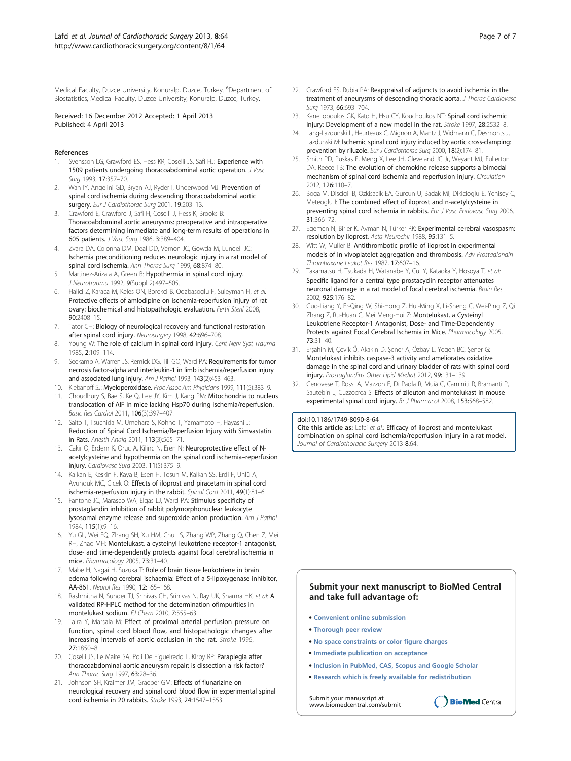Medical Faculty, Duzce University, Konuralp, Duzce, Turkey. [6]Department of Biostatistics, Medical Faculty, Duzce University, Konuralp, Duzce, Turkey.

Received: 16 December 2012 Accepted: 1 April 2013
Published: 4 April 2013

## References

1. Svensson LG, Grawford ES, Hess KR, Coselli JS, Safi HJ: **Experience with 1509 patients undergoing thoracoabdominal aortic operation.** *J Vasc Surg* 1993, **17:**357–70.
2. Wan IY, Angelini GD, Bryan AJ, Ryder I, Underwood MJ: **Prevention of spinal cord ischemia during descending thoracoabdominal aortic surgery.** *Eur J Cardiothorac Surg* 2001, **19:**203–13.
3. Crawford E, Crawford J, Safi H, Coselli J, Hess K, Brooks B: **Thoracoabdominal aortic aneurysms: preoperative and intraoperative factors determining immediate and long-term results of operations in 605 patients.** *J Vasc Surg* 1986, **3:**389–404.
4. Zvara DA, Colonna DM, Deal DD, Vernon JC, Gowda M, Lundell JC: **Ischemia preconditioning reduces neurologic injury in a rat model of spinal cord ischemia.** *Ann Thorac Surg* 1999, **68:**874–80.
5. Martinez-Arizala A, Green B: **Hypothermia in spinal cord injury.** *J Neurotrauma* 1992, **9**(Suppl 2):497–505.
6. Halici Z, Karaca M, Keles ON, Borekci B, Odabasoglu F, Suleyman H, *et al*: **Protective effects of amlodipine on ischemia-reperfusion injury of rat ovary: biochemical and histopathologic evaluation.** *Fertil Steril* 2008, **90:**2408–15.
7. Tator CH: **Biology of neurological recovery and functional restoration after spinal cord injury.** *Neurosurgery* 1998, **42:**696–708.
8. Young W: **The role of calcium in spinal cord injury.** *Cent Nerv Syst Trauma* 1985, **2:**109–114.
9. Seekamp A, Warren JS, Remick DG, Till GO, Ward PA: **Requirements for tumor necrosis factor-alpha and interleukin-1 in limb ischemia/reperfusion injury and associated lung injury.** *Am J Pathol* 1993, **143**(2):453–463.
10. Klebanoff SJ: **Myeloperoxidase.** *Proc Assoc Am Physicians* 1999, **111**(5):383–9.
11. Choudhury S, Bae S, Ke Q, Lee JY, Kim J, Kang PM: **Mitochondria to nucleus translocation of AIF in mice lacking Hsp70 during ischemia/reperfusion.** *Basic Res Cardiol* 2011, **106**(3):397–407.
12. Saito T, Tsuchida M, Umehara S, Kohno T, Yamamoto H, Hayashi J: **Reduction of Spinal Cord Ischemia/Reperfusion Injury with Simvastatin in Rats.** *Anesth Analg* 2011, **113**(3):565–71.
13. Cakir O, Erdem K, Oruc A, Kilinc N, Eren N: **Neuroprotective effect of N-acetylcysteine and hypothermia on the spinal cord ischemia–reperfusion injury.** *Cardiovasc Surg* 2003, **11**(5):375–9.
14. Kalkan E, Keskin F, Kaya B, Esen H, Tosun M, Kalkan SS, Erdi F, Unlü A, Avunduk MC, Cicek O: **Effects of iloprost and piracetam in spinal cord ischemia-reperfusion injury in the rabbit.** *Spinal Cord* 2011, **49**(1):81–6.
15. Fantone JC, Marasco WA, Elgas LJ, Ward PA: **Stimulus specificity of prostaglandin inhibition of rabbit polymorphonuclear leukocyte lysosomal enzyme release and superoxide anion production.** *Am J Pathol* 1984, **115**(1):9–16.
16. Yu GL, Wei EQ, Zhang SH, Xu HM, Chu LS, Zhang WP, Zhang Q, Chen Z, Mei RH, Zhao MH: **Montelukast, a cysteinyl leukotriene receptor-1 antagonist, dose- and time-dependently protects against focal cerebral ischemia in mice.** *Pharmacology* 2005, **73:**31–40.
17. Mabe H, Nagai H, Suzuka T: **Role of brain tissue leukotriene in brain edema following cerebral ischaemia: Effect of a 5-lipoxygenase inhibitor, AA-861.** *Neurol Res* 1990, **12:**165–168.
18. Rashmitha N, Sunder TJ, Srinivas CH, Srinivas N, Ray UK, Sharma HK, *et al*: **A validated RP-HPLC method for the determination ofimpurities in montelukast sodium.** *EJ Chem* 2010, **7:**555–63.
19. Taira Y, Marsala M: **Effect of proximal arterial perfusion pressure on function, spinal cord blood flow, and histopathologic changes after increasing intervals of aortic occlusion in the rat.** *Stroke* 1996, **27:**1850–8.
20. Coselli JS, Le Maire SA, Poli De Figueiredo L, Kirby RP: **Paraplegia after thoracoabdominal aortic aneurysm repair: is dissection a risk factor?** *Ann Thorac Surg* 1997, **63:**28–36.
21. Johnson SH, Kraimer JM, Graeber GM: **Effects of flunarizine on neurological recovery and spinal cord blood flow in experimental spinal cord ischemia in 20 rabbits.** *Stroke* 1993, **24:**1547–1553.
22. Crawford ES, Rubia PA: **Reappraisal of adjuncts to avoid ischemia in the treatment of aneurysms of descending thoracic aorta.** *J Thorac Cardiovasc Surg* 1973, **66:**693–704.
23. Kanellopoulos GK, Kato H, Hsu CY, Kouchoukos NT: **Spinal cord ischemic injury: Development of a new model in the rat.** *Stroke* 1997, **28:**2532–8.
24. Lang-Lazdunski L, Heurteaux C, Mignon A, Mantz J, Widmann C, Desmonts J, Lazdunski M: **Ischemic spinal cord injury induced by aortic cross-clamping: prevention by riluzole.** *Eur J Cardiothorac Surg* 2000, **18**(2):174–81.
25. Smith PD, Puskas F, Meng X, Lee JH, Cleveland JC Jr, Weyant MJ, Fullerton DA, Reece TB: **The evolution of chemokine release supports a bimodal mechanism of spinal cord ischemia and reperfusion injury.** *Circulation* 2012, **126:**110–7.
26. Boga M, Discigil B, Ozkisacik EA, Gurcun U, Badak MI, Dikicioglu E, Yenisey C, Meteoglu I: **The combined effect of iloprost and n-acetylcysteine in preventing spinal cord ischemia in rabbits.** *Eur J Vasc Endovasc Surg* 2006, **31:**366–72.
27. Egemen N, Birler K, Avman N, Türker RK: **Experimental cerebral vasospasm: resolution by iloprost.** *Acta Neurochir* 1988, **95:**131–5.
28. Witt W, Muller B: **Antithrombotic profile of iloprost in experimental models of in vivoplatelet aggregation and thrombosis.** *Adv Prostaglandin Thrombaxane Leukot Res* 1987, **17:**607–16.
29. Takamatsu H, Tsukada H, Watanabe Y, Cui Y, Kataoka Y, Hosoya T, *et al*: **Specific ligand for a central type prostacyclin receptor attenuates neuronal damage in a rat model of focal cerebral ischemia.** *Brain Res* 2002, **925:**176–82.
30. Guo-Liang Y, Er-Qing W, Shi-Hong Z, Hui-Ming X, Li-Sheng C, Wei-Ping Z, Qi Zhang Z, Ru-Huan C, Mei Meng-Hui Z: **Montelukast, a Cysteinyl Leukotriene Receptor-1 Antagonist, Dose- and Time-Dependently Protects against Focal Cerebral Ischemia in Mice.** *Pharmacology* 2005, **73:**31–40.
31. Erşahin M, Çevik Ö, Akakın D, Şener A, Özbay L, Yegen BC, Şener G: **Montelukast inhibits caspase-3 activity and ameliorates oxidative damage in the spinal cord and urinary bladder of rats with spinal cord injury.** *Prostaglandins Other Lipid Mediat* 2012, **99:**131–139.
32. Genovese T, Rossi A, Mazzon E, Di Paola R, Muià C, Caminiti R, Bramanti P, Sautebin L, Cuzzocrea S: **Effects of zileuton and montelukast in mouse experimental spinal cord injury.** *Br J Pharmacol* 2008, **153:**568–582.

doi:10.1186/1749-8090-8-64

**Cite this article as:** Lafci *et al.*: Efficacy of iloprost and montelukast combination on spinal cord ischemia/reperfusion injury in a rat model. *Journal of Cardiothoracic Surgery* 2013 **8**:64.

**Submit your next manuscript to BioMed Central and take full advantage of:**

- **Convenient online submission**
- **Thorough peer review**
- **No space constraints or color figure charges**
- **Immediate publication on acceptance**
- **Inclusion in PubMed, CAS, Scopus and Google Scholar**
- **Research which is freely available for redistribution**

Submit your manuscript at www.biomedcentral.com/submit

BioMed Central